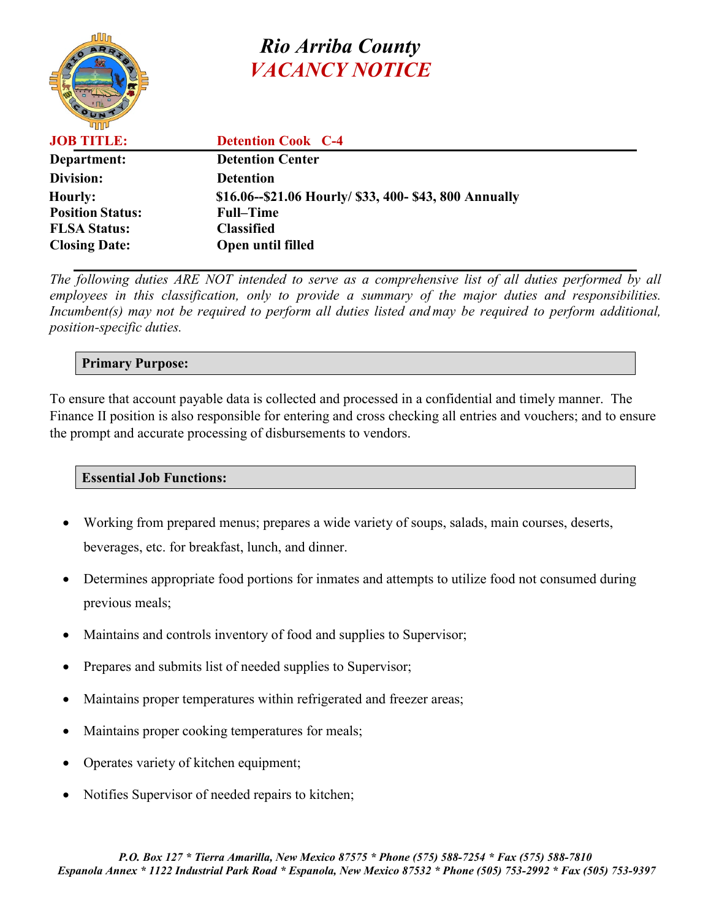# Rio Arriba County
# *VACANCY NOTICE*

| | |
|---|---|
| **JOB TITLE:** | **Detention Cook C-4** |
| **Department:** | **Detention Center** |
| **Division:** | **Detention** |
| **Hourly:** | **$16.06--$21.06 Hourly/ $33, 400- $43, 800 Annually** |
| **Position Status:** | **Full–Time** |
| **FLSA Status:** | **Classified** |
| **Closing Date:** | **Open until filled** |

*The following duties ARE NOT intended to serve as a comprehensive list of all duties performed by all employees in this classification, only to provide a summary of the major duties and responsibilities. Incumbent(s) may not be required to perform all duties listed and may be required to perform additional, position-specific duties.*

## Primary Purpose:

To ensure that account payable data is collected and processed in a confidential and timely manner. The Finance II position is also responsible for entering and cross checking all entries and vouchers; and to ensure the prompt and accurate processing of disbursements to vendors.

## Essential Job Functions:

- Working from prepared menus; prepares a wide variety of soups, salads, main courses, deserts, beverages, etc. for breakfast, lunch, and dinner.
- Determines appropriate food portions for inmates and attempts to utilize food not consumed during previous meals;
- Maintains and controls inventory of food and supplies to Supervisor;
- Prepares and submits list of needed supplies to Supervisor;
- Maintains proper temperatures within refrigerated and freezer areas;
- Maintains proper cooking temperatures for meals;
- Operates variety of kitchen equipment;
- Notifies Supervisor of needed repairs to kitchen;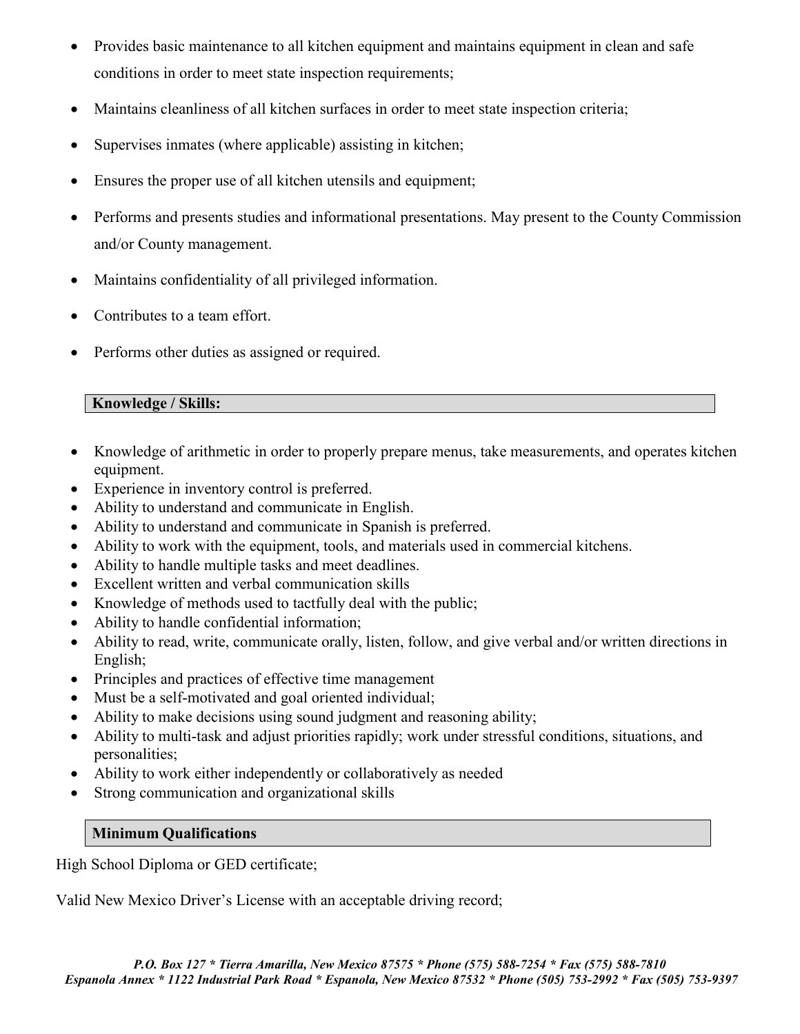- Provides basic maintenance to all kitchen equipment and maintains equipment in clean and safe conditions in order to meet state inspection requirements;
- Maintains cleanliness of all kitchen surfaces in order to meet state inspection criteria;
- Supervises inmates (where applicable) assisting in kitchen;
- Ensures the proper use of all kitchen utensils and equipment;
- Performs and presents studies and informational presentations. May present to the County Commission and/or County management.
- Maintains confidentiality of all privileged information.
- Contributes to a team effort.
- Performs other duties as assigned or required.

## Knowledge / Skills:

- Knowledge of arithmetic in order to properly prepare menus, take measurements, and operates kitchen equipment.
- Experience in inventory control is preferred.
- Ability to understand and communicate in English.
- Ability to understand and communicate in Spanish is preferred.
- Ability to work with the equipment, tools, and materials used in commercial kitchens.
- Ability to handle multiple tasks and meet deadlines.
- Excellent written and verbal communication skills
- Knowledge of methods used to tactfully deal with the public;
- Ability to handle confidential information;
- Ability to read, write, communicate orally, listen, follow, and give verbal and/or written directions in English;
- Principles and practices of effective time management
- Must be a self-motivated and goal oriented individual;
- Ability to make decisions using sound judgment and reasoning ability;
- Ability to multi-task and adjust priorities rapidly; work under stressful conditions, situations, and personalities;
- Ability to work either independently or collaboratively as needed
- Strong communication and organizational skills

## Minimum Qualifications

High School Diploma or GED certificate;

Valid New Mexico Driver's License with an acceptable driving record;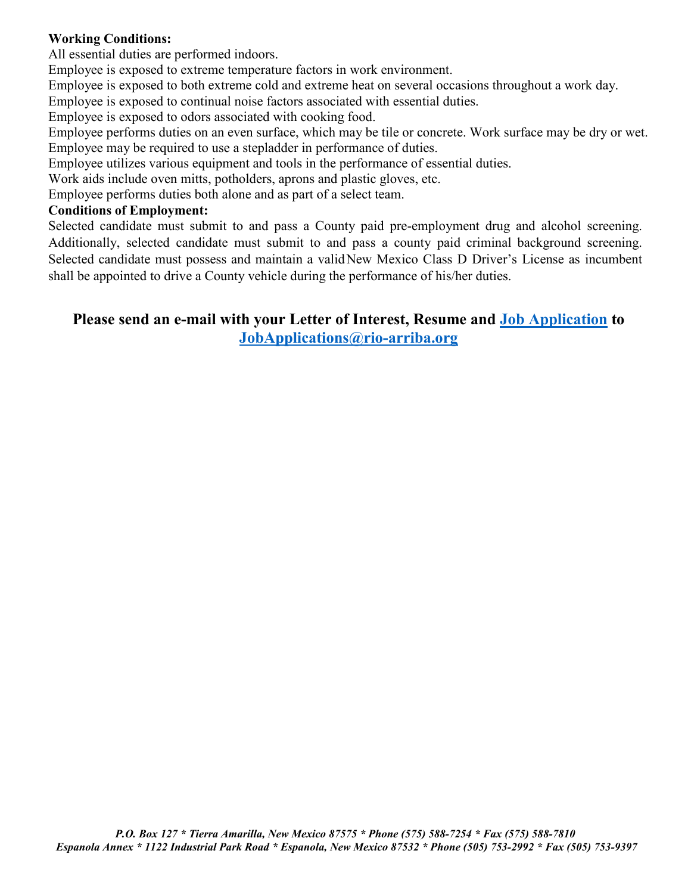**Working Conditions:**

All essential duties are performed indoors.
Employee is exposed to extreme temperature factors in work environment.
Employee is exposed to both extreme cold and extreme heat on several occasions throughout a work day.
Employee is exposed to continual noise factors associated with essential duties.
Employee is exposed to odors associated with cooking food.
Employee performs duties on an even surface, which may be tile or concrete. Work surface may be dry or wet.
Employee may be required to use a stepladder in performance of duties.
Employee utilizes various equipment and tools in the performance of essential duties.
Work aids include oven mitts, potholders, aprons and plastic gloves, etc.
Employee performs duties both alone and as part of a select team.

**Conditions of Employment:**

Selected candidate must submit to and pass a County paid pre-employment drug and alcohol screening. Additionally, selected candidate must submit to and pass a county paid criminal background screening. Selected candidate must possess and maintain a valid New Mexico Class D Driver's License as incumbent shall be appointed to drive a County vehicle during the performance of his/her duties.

**Please send an e-mail with your Letter of Interest, Resume and Job Application to JobApplications@rio-arriba.org**

*P.O. Box 127 * Tierra Amarilla, New Mexico 87575 * Phone (575) 588-7254 * Fax (575) 588-7810*
*Espanola Annex * 1122 Industrial Park Road * Espanola, New Mexico 87532 * Phone (505) 753-2992 * Fax (505) 753-9397*